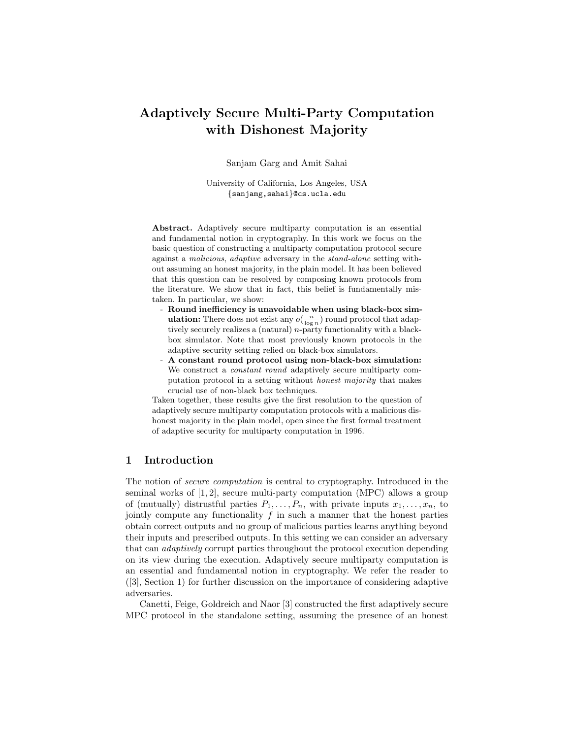# Adaptively Secure Multi-Party Computation with Dishonest Majority

Sanjam Garg and Amit Sahai

University of California, Los Angeles, USA
{sanjamg,sahai}@cs.ucla.edu

**Abstract.** Adaptively secure multiparty computation is an essential and fundamental notion in cryptography. In this work we focus on the basic question of constructing a multiparty computation protocol secure against a *malicious*, *adaptive* adversary in the *stand-alone* setting without assuming an honest majority, in the plain model. It has been believed that this question can be resolved by composing known protocols from the literature. We show that in fact, this belief is fundamentally mistaken. In particular, we show:

- **Round inefficiency is unavoidable when using black-box simulation:** There does not exist any $o(\frac{n}{\log n})$ round protocol that adaptively securely realizes a (natural) $n$-party functionality with a black-box simulator. Note that most previously known protocols in the adaptive security setting relied on black-box simulators.
- **A constant round protocol using non-black-box simulation:** We construct a *constant round* adaptively secure multiparty computation protocol in a setting without *honest majority* that makes crucial use of non-black box techniques.

Taken together, these results give the first resolution to the question of adaptively secure multiparty computation protocols with a malicious dishonest majority in the plain model, open since the first formal treatment of adaptive security for multiparty computation in 1996.

## 1 Introduction

The notion of *secure computation* is central to cryptography. Introduced in the seminal works of [1, 2], secure multi-party computation (MPC) allows a group of (mutually) distrustful parties $P_1, \ldots, P_n$, with private inputs $x_1, \ldots, x_n$, to jointly compute any functionality $f$ in such a manner that the honest parties obtain correct outputs and no group of malicious parties learns anything beyond their inputs and prescribed outputs. In this setting we can consider an adversary that can *adaptively* corrupt parties throughout the protocol execution depending on its view during the execution. Adaptively secure multiparty computation is an essential and fundamental notion in cryptography. We refer the reader to ([3], Section 1) for further discussion on the importance of considering adaptive adversaries.

Canetti, Feige, Goldreich and Naor [3] constructed the first adaptively secure MPC protocol in the standalone setting, assuming the presence of an honest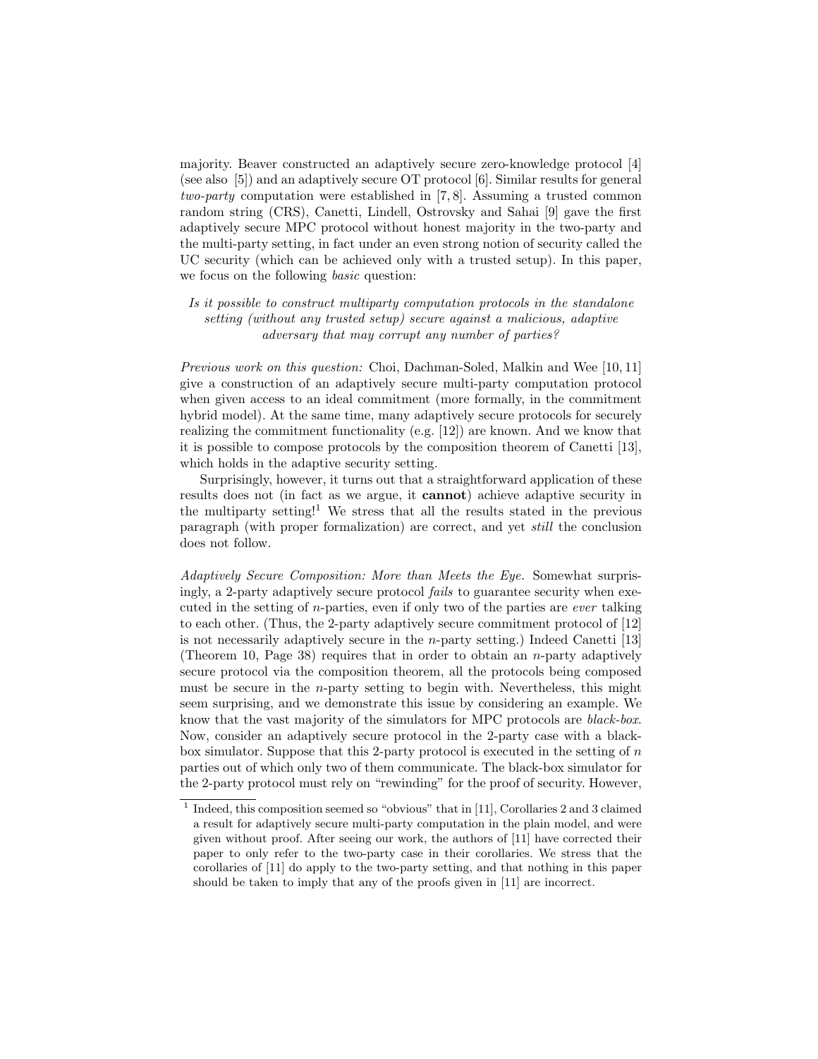majority. Beaver constructed an adaptively secure zero-knowledge protocol [4] (see also [5]) and an adaptively secure OT protocol [6]. Similar results for general *two-party* computation were established in [7, 8]. Assuming a trusted common random string (CRS), Canetti, Lindell, Ostrovsky and Sahai [9] gave the first adaptively secure MPC protocol without honest majority in the two-party and the multi-party setting, in fact under an even strong notion of security called the UC security (which can be achieved only with a trusted setup). In this paper, we focus on the following *basic* question:

*Is it possible to construct multiparty computation protocols in the standalone setting (without any trusted setup) secure against a malicious, adaptive adversary that may corrupt any number of parties?*

*Previous work on this question:* Choi, Dachman-Soled, Malkin and Wee [10, 11] give a construction of an adaptively secure multi-party computation protocol when given access to an ideal commitment (more formally, in the commitment hybrid model). At the same time, many adaptively secure protocols for securely realizing the commitment functionality (e.g. [12]) are known. And we know that it is possible to compose protocols by the composition theorem of Canetti [13], which holds in the adaptive security setting.

Surprisingly, however, it turns out that a straightforward application of these results does not (in fact as we argue, it **cannot**) achieve adaptive security in the multiparty setting![1] We stress that all the results stated in the previous paragraph (with proper formalization) are correct, and yet *still* the conclusion does not follow.

*Adaptively Secure Composition: More than Meets the Eye.* Somewhat surprisingly, a 2-party adaptively secure protocol *fails* to guarantee security when executed in the setting of $n$-parties, even if only two of the parties are *ever* talking to each other. (Thus, the 2-party adaptively secure commitment protocol of [12] is not necessarily adaptively secure in the $n$-party setting.) Indeed Canetti [13] (Theorem 10, Page 38) requires that in order to obtain an $n$-party adaptively secure protocol via the composition theorem, all the protocols being composed must be secure in the $n$-party setting to begin with. Nevertheless, this might seem surprising, and we demonstrate this issue by considering an example. We know that the vast majority of the simulators for MPC protocols are *black-box*. Now, consider an adaptively secure protocol in the 2-party case with a black-box simulator. Suppose that this 2-party protocol is executed in the setting of $n$ parties out of which only two of them communicate. The black-box simulator for the 2-party protocol must rely on "rewinding" for the proof of security. However,

[1] Indeed, this composition seemed so "obvious" that in [11], Corollaries 2 and 3 claimed a result for adaptively secure multi-party computation in the plain model, and were given without proof. After seeing our work, the authors of [11] have corrected their paper to only refer to the two-party case in their corollaries. We stress that the corollaries of [11] do apply to the two-party setting, and that nothing in this paper should be taken to imply that any of the proofs given in [11] are incorrect.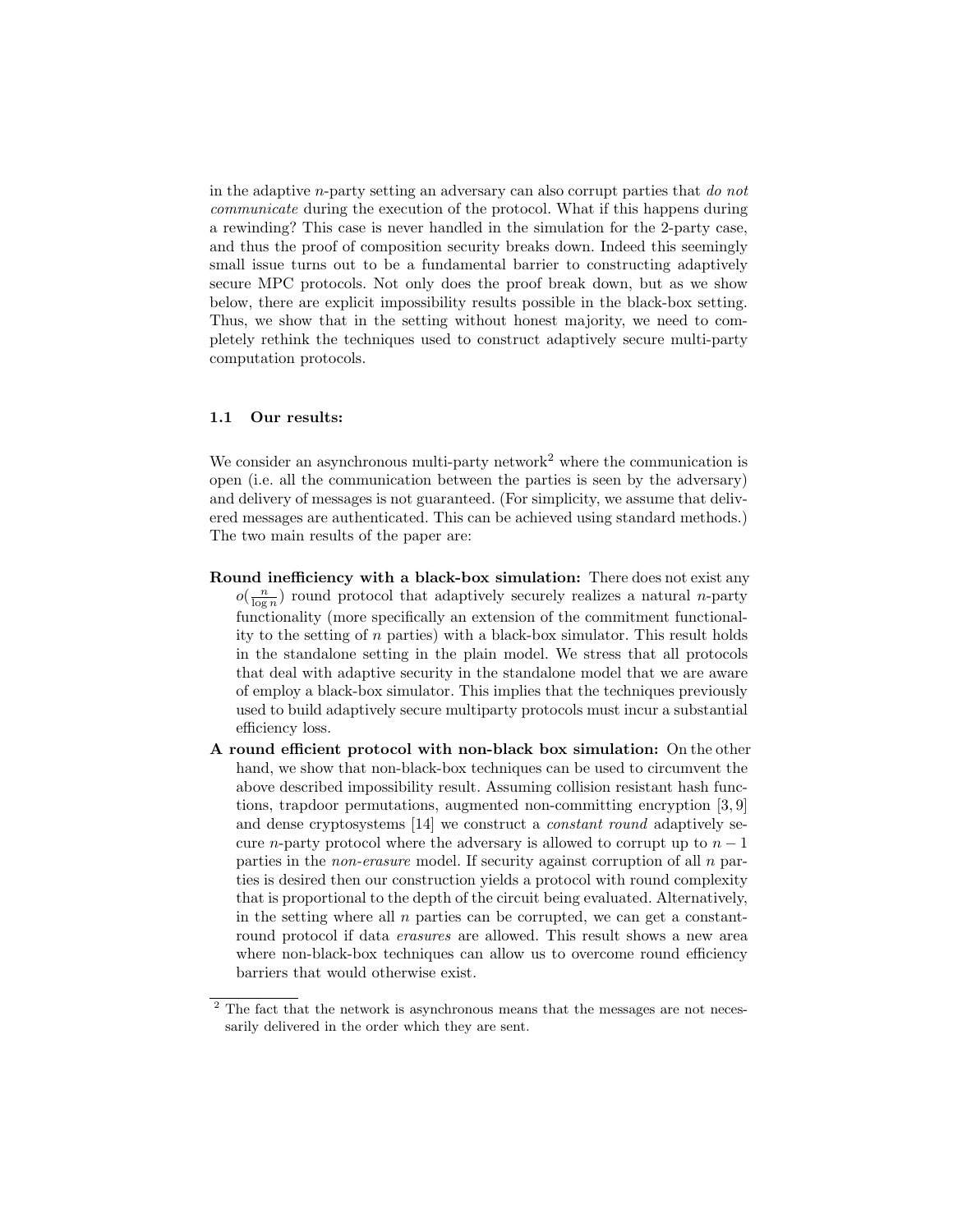in the adaptive $n$-party setting an adversary can also corrupt parties that *do not communicate* during the execution of the protocol. What if this happens during a rewinding? This case is never handled in the simulation for the 2-party case, and thus the proof of composition security breaks down. Indeed this seemingly small issue turns out to be a fundamental barrier to constructing adaptively secure MPC protocols. Not only does the proof break down, but as we show below, there are explicit impossibility results possible in the black-box setting. Thus, we show that in the setting without honest majority, we need to completely rethink the techniques used to construct adaptively secure multi-party computation protocols.

### 1.1 Our results:

We consider an asynchronous multi-party network[2] where the communication is open (i.e. all the communication between the parties is seen by the adversary) and delivery of messages is not guaranteed. (For simplicity, we assume that delivered messages are authenticated. This can be achieved using standard methods.) The two main results of the paper are:

**Round inefficiency with a black-box simulation:** There does not exist any $o(\frac{n}{\log n})$ round protocol that adaptively securely realizes a natural $n$-party functionality (more specifically an extension of the commitment functionality to the setting of $n$ parties) with a black-box simulator. This result holds in the standalone setting in the plain model. We stress that all protocols that deal with adaptive security in the standalone model that we are aware of employ a black-box simulator. This implies that the techniques previously used to build adaptively secure multiparty protocols must incur a substantial efficiency loss.

**A round efficient protocol with non-black box simulation:** On the other hand, we show that non-black-box techniques can be used to circumvent the above described impossibility result. Assuming collision resistant hash functions, trapdoor permutations, augmented non-committing encryption [3, 9] and dense cryptosystems [14] we construct a *constant round* adaptively secure $n$-party protocol where the adversary is allowed to corrupt up to $n-1$ parties in the *non-erasure* model. If security against corruption of all $n$ parties is desired then our construction yields a protocol with round complexity that is proportional to the depth of the circuit being evaluated. Alternatively, in the setting where all $n$ parties can be corrupted, we can get a constant-round protocol if data *erasures* are allowed. This result shows a new area where non-black-box techniques can allow us to overcome round efficiency barriers that would otherwise exist.

[2] The fact that the network is asynchronous means that the messages are not necessarily delivered in the order which they are sent.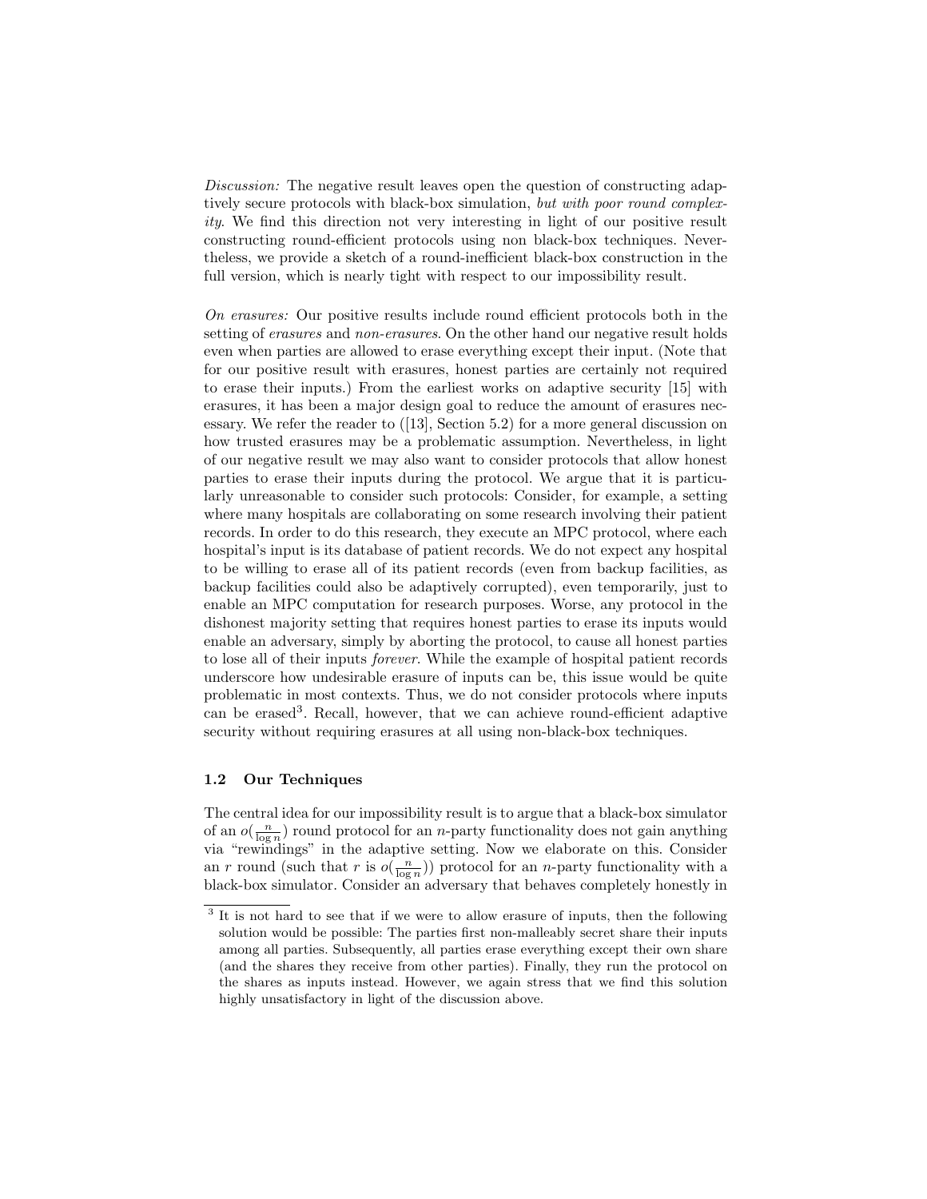*Discussion:* The negative result leaves open the question of constructing adaptively secure protocols with black-box simulation, *but with poor round complexity*. We find this direction not very interesting in light of our positive result constructing round-efficient protocols using non black-box techniques. Nevertheless, we provide a sketch of a round-inefficient black-box construction in the full version, which is nearly tight with respect to our impossibility result.

*On erasures:* Our positive results include round efficient protocols both in the setting of *erasures* and *non-erasures*. On the other hand our negative result holds even when parties are allowed to erase everything except their input. (Note that for our positive result with erasures, honest parties are certainly not required to erase their inputs.) From the earliest works on adaptive security [15] with erasures, it has been a major design goal to reduce the amount of erasures necessary. We refer the reader to ([13], Section 5.2) for a more general discussion on how trusted erasures may be a problematic assumption. Nevertheless, in light of our negative result we may also want to consider protocols that allow honest parties to erase their inputs during the protocol. We argue that it is particularly unreasonable to consider such protocols: Consider, for example, a setting where many hospitals are collaborating on some research involving their patient records. In order to do this research, they execute an MPC protocol, where each hospital's input is its database of patient records. We do not expect any hospital to be willing to erase all of its patient records (even from backup facilities, as backup facilities could also be adaptively corrupted), even temporarily, just to enable an MPC computation for research purposes. Worse, any protocol in the dishonest majority setting that requires honest parties to erase its inputs would enable an adversary, simply by aborting the protocol, to cause all honest parties to lose all of their inputs *forever*. While the example of hospital patient records underscore how undesirable erasure of inputs can be, this issue would be quite problematic in most contexts. Thus, we do not consider protocols where inputs can be erased[3]. Recall, however, that we can achieve round-efficient adaptive security without requiring erasures at all using non-black-box techniques.

### 1.2 Our Techniques

The central idea for our impossibility result is to argue that a black-box simulator of an $o(\frac{n}{\log n})$ round protocol for an $n$-party functionality does not gain anything via "rewindings" in the adaptive setting. Now we elaborate on this. Consider an $r$ round (such that $r$ is $o(\frac{n}{\log n})$) protocol for an $n$-party functionality with a black-box simulator. Consider an adversary that behaves completely honestly in

[3] It is not hard to see that if we were to allow erasure of inputs, then the following solution would be possible: The parties first non-malleably secret share their inputs among all parties. Subsequently, all parties erase everything except their own share (and the shares they receive from other parties). Finally, they run the protocol on the shares as inputs instead. However, we again stress that we find this solution highly unsatisfactory in light of the discussion above.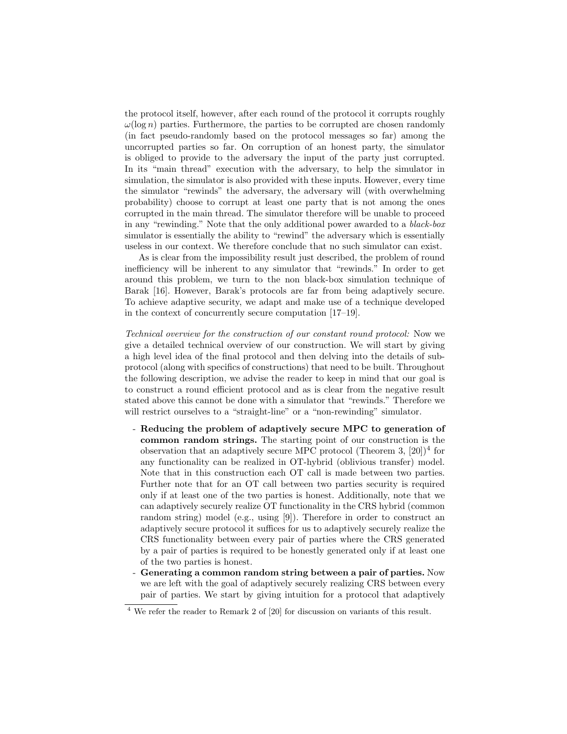the protocol itself, however, after each round of the protocol it corrupts roughly $\omega(\log n)$ parties. Furthermore, the parties to be corrupted are chosen randomly (in fact pseudo-randomly based on the protocol messages so far) among the uncorrupted parties so far. On corruption of an honest party, the simulator is obliged to provide to the adversary the input of the party just corrupted. In its "main thread" execution with the adversary, to help the simulator in simulation, the simulator is also provided with these inputs. However, every time the simulator "rewinds" the adversary, the adversary will (with overwhelming probability) choose to corrupt at least one party that is not among the ones corrupted in the main thread. The simulator therefore will be unable to proceed in any "rewinding." Note that the only additional power awarded to a *black-box* simulator is essentially the ability to "rewind" the adversary which is essentially useless in our context. We therefore conclude that no such simulator can exist.

As is clear from the impossibility result just described, the problem of round inefficiency will be inherent to any simulator that "rewinds." In order to get around this problem, we turn to the non black-box simulation technique of Barak [16]. However, Barak's protocols are far from being adaptively secure. To achieve adaptive security, we adapt and make use of a technique developed in the context of concurrently secure computation [17–19].

*Technical overview for the construction of our constant round protocol:* Now we give a detailed technical overview of our construction. We will start by giving a high level idea of the final protocol and then delving into the details of sub-protocol (along with specifics of constructions) that need to be built. Throughout the following description, we advise the reader to keep in mind that our goal is to construct a round efficient protocol and as is clear from the negative result stated above this cannot be done with a simulator that "rewinds." Therefore we will restrict ourselves to a "straight-line" or a "non-rewinding" simulator.

- **Reducing the problem of adaptively secure MPC to generation of common random strings.** The starting point of our construction is the observation that an adaptively secure MPC protocol (Theorem 3, [20])[4] for any functionality can be realized in OT-hybrid (oblivious transfer) model. Note that in this construction each OT call is made between two parties. Further note that for an OT call between two parties security is required only if at least one of the two parties is honest. Additionally, note that we can adaptively securely realize OT functionality in the CRS hybrid (common random string) model (e.g., using [9]). Therefore in order to construct an adaptively secure protocol it suffices for us to adaptively securely realize the CRS functionality between every pair of parties where the CRS generated by a pair of parties is required to be honestly generated only if at least one of the two parties is honest.
- **Generating a common random string between a pair of parties.** Now we are left with the goal of adaptively securely realizing CRS between every pair of parties. We start by giving intuition for a protocol that adaptively

[4] We refer the reader to Remark 2 of [20] for discussion on variants of this result.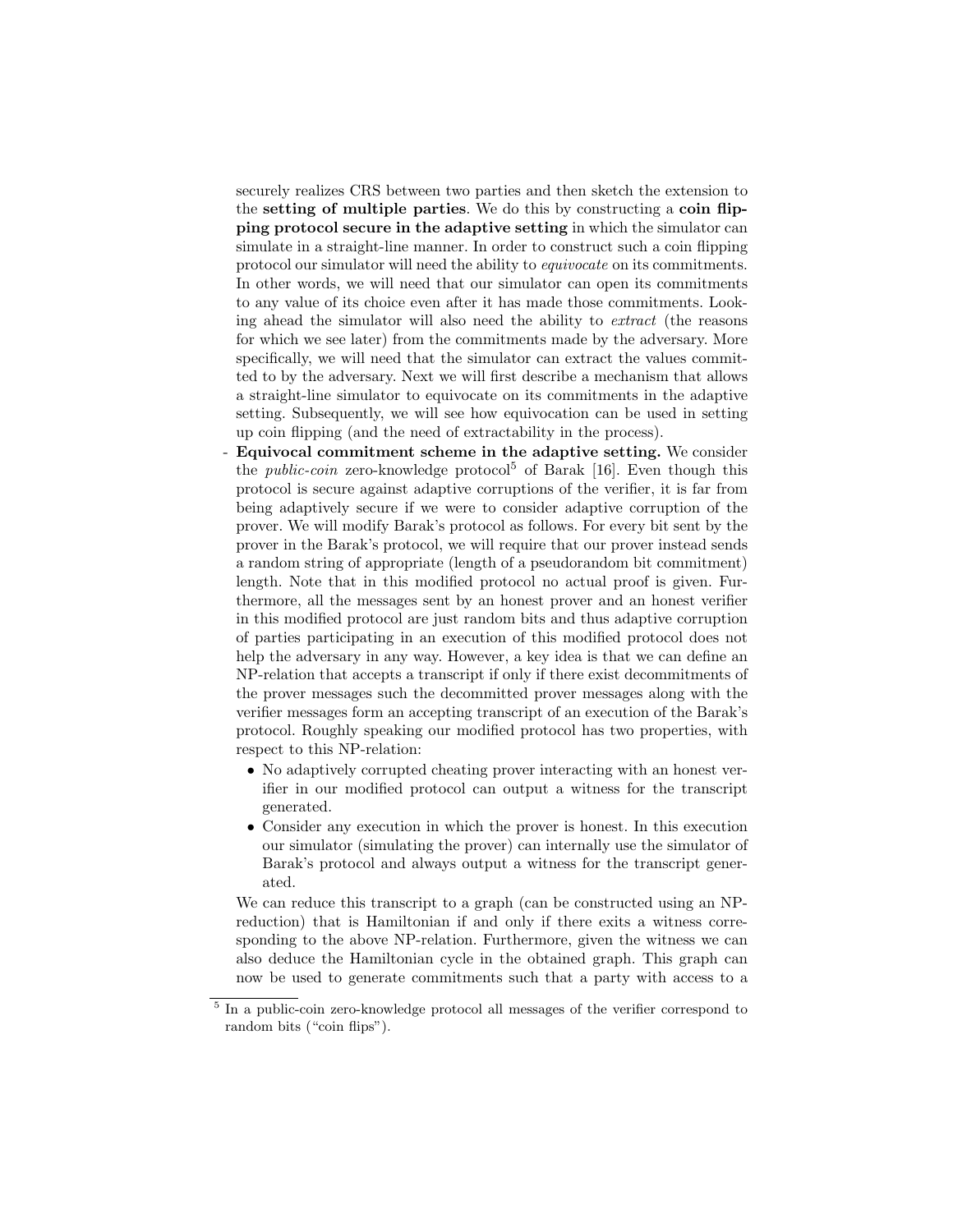securely realizes CRS between two parties and then sketch the extension to the **setting of multiple parties**. We do this by constructing a **coin flipping protocol secure in the adaptive setting** in which the simulator can simulate in a straight-line manner. In order to construct such a coin flipping protocol our simulator will need the ability to *equivocate* on its commitments. In other words, we will need that our simulator can open its commitments to any value of its choice even after it has made those commitments. Looking ahead the simulator will also need the ability to *extract* (the reasons for which we see later) from the commitments made by the adversary. More specifically, we will need that the simulator can extract the values committed to by the adversary. Next we will first describe a mechanism that allows a straight-line simulator to equivocate on its commitments in the adaptive setting. Subsequently, we will see how equivocation can be used in setting up coin flipping (and the need of extractability in the process).

- **Equivocal commitment scheme in the adaptive setting.** We consider the *public-coin* zero-knowledge protocol[5] of Barak [16]. Even though this protocol is secure against adaptive corruptions of the verifier, it is far from being adaptively secure if we were to consider adaptive corruption of the prover. We will modify Barak's protocol as follows. For every bit sent by the prover in the Barak's protocol, we will require that our prover instead sends a random string of appropriate (length of a pseudorandom bit commitment) length. Note that in this modified protocol no actual proof is given. Furthermore, all the messages sent by an honest prover and an honest verifier in this modified protocol are just random bits and thus adaptive corruption of parties participating in an execution of this modified protocol does not help the adversary in any way. However, a key idea is that we can define an NP-relation that accepts a transcript if only if there exist decommitments of the prover messages such the decommitted prover messages along with the verifier messages form an accepting transcript of an execution of the Barak's protocol. Roughly speaking our modified protocol has two properties, with respect to this NP-relation:
  - No adaptively corrupted cheating prover interacting with an honest verifier in our modified protocol can output a witness for the transcript generated.
  - Consider any execution in which the prover is honest. In this execution our simulator (simulating the prover) can internally use the simulator of Barak's protocol and always output a witness for the transcript generated.

  We can reduce this transcript to a graph (can be constructed using an NP-reduction) that is Hamiltonian if and only if there exits a witness corresponding to the above NP-relation. Furthermore, given the witness we can also deduce the Hamiltonian cycle in the obtained graph. This graph can now be used to generate commitments such that a party with access to a

[5] In a public-coin zero-knowledge protocol all messages of the verifier correspond to random bits ("coin flips").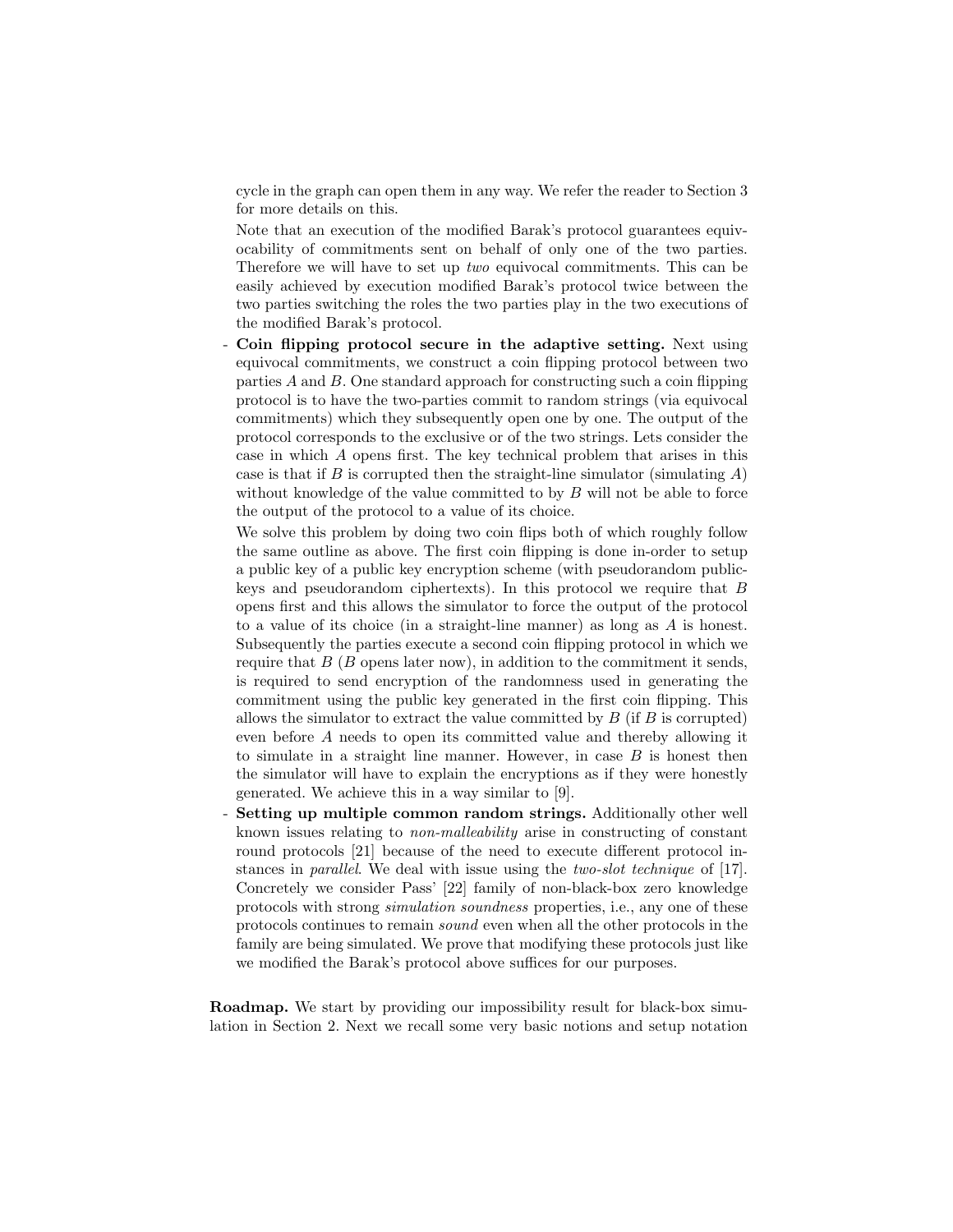cycle in the graph can open them in any way. We refer the reader to Section 3 for more details on this.

Note that an execution of the modified Barak's protocol guarantees equivocability of commitments sent on behalf of only one of the two parties. Therefore we will have to set up *two* equivocal commitments. This can be easily achieved by execution modified Barak's protocol twice between the two parties switching the roles the two parties play in the two executions of the modified Barak's protocol.

- **Coin flipping protocol secure in the adaptive setting.** Next using equivocal commitments, we construct a coin flipping protocol between two parties $A$ and $B$. One standard approach for constructing such a coin flipping protocol is to have the two-parties commit to random strings (via equivocal commitments) which they subsequently open one by one. The output of the protocol corresponds to the exclusive or of the two strings. Lets consider the case in which $A$ opens first. The key technical problem that arises in this case is that if $B$ is corrupted then the straight-line simulator (simulating $A$) without knowledge of the value committed to by $B$ will not be able to force the output of the protocol to a value of its choice.

  We solve this problem by doing two coin flips both of which roughly follow the same outline as above. The first coin flipping is done in-order to setup a public key of a public key encryption scheme (with pseudorandom public-keys and pseudorandom ciphertexts). In this protocol we require that $B$ opens first and this allows the simulator to force the output of the protocol to a value of its choice (in a straight-line manner) as long as $A$ is honest. Subsequently the parties execute a second coin flipping protocol in which we require that $B$ ($B$ opens later now), in addition to the commitment it sends, is required to send encryption of the randomness used in generating the commitment using the public key generated in the first coin flipping. This allows the simulator to extract the value committed by $B$ (if $B$ is corrupted) even before $A$ needs to open its committed value and thereby allowing it to simulate in a straight line manner. However, in case $B$ is honest then the simulator will have to explain the encryptions as if they were honestly generated. We achieve this in a way similar to [9].

- **Setting up multiple common random strings.** Additionally other well known issues relating to *non-malleability* arise in constructing of constant round protocols [21] because of the need to execute different protocol instances in *parallel*. We deal with issue using the *two-slot technique* of [17]. Concretely we consider Pass' [22] family of non-black-box zero knowledge protocols with strong *simulation soundness* properties, i.e., any one of these protocols continues to remain *sound* even when all the other protocols in the family are being simulated. We prove that modifying these protocols just like we modified the Barak's protocol above suffices for our purposes.

**Roadmap.** We start by providing our impossibility result for black-box simulation in Section 2. Next we recall some very basic notions and setup notation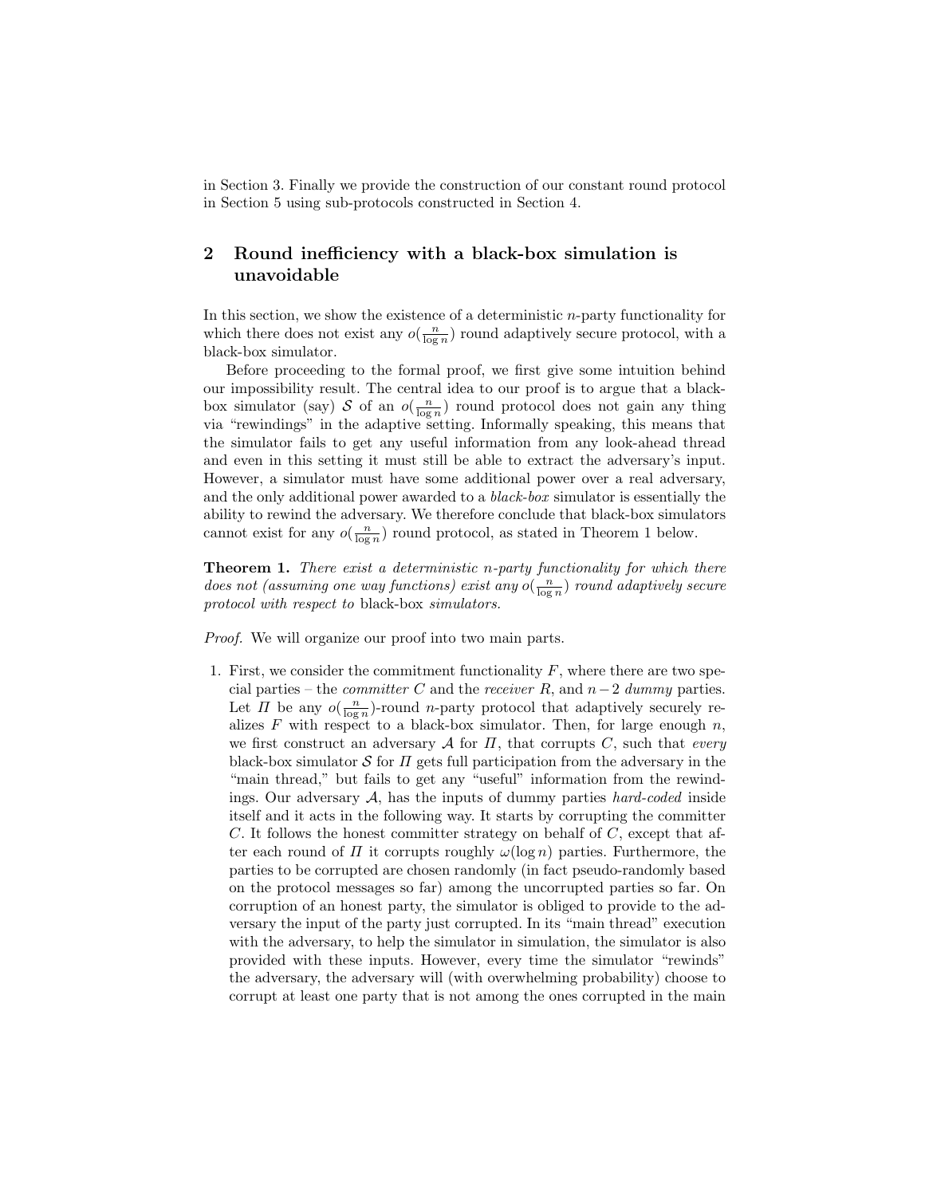in Section 3. Finally we provide the construction of our constant round protocol in Section 5 using sub-protocols constructed in Section 4.

## 2 Round inefficiency with a black-box simulation is unavoidable

In this section, we show the existence of a deterministic $n$-party functionality for which there does not exist any $o(\frac{n}{\log n})$ round adaptively secure protocol, with a black-box simulator.

Before proceeding to the formal proof, we first give some intuition behind our impossibility result. The central idea to our proof is to argue that a black-box simulator (say) $\mathcal{S}$ of an $o(\frac{n}{\log n})$ round protocol does not gain any thing via "rewindings" in the adaptive setting. Informally speaking, this means that the simulator fails to get any useful information from any look-ahead thread and even in this setting it must still be able to extract the adversary's input. However, a simulator must have some additional power over a real adversary, and the only additional power awarded to a *black-box* simulator is essentially the ability to rewind the adversary. We therefore conclude that black-box simulators cannot exist for any $o(\frac{n}{\log n})$ round protocol, as stated in Theorem 1 below.

**Theorem 1.** *There exist a deterministic n-party functionality for which there does not (assuming one way functions) exist any $o(\frac{n}{\log n})$ round adaptively secure protocol with respect to* black-box *simulators.*

*Proof.* We will organize our proof into two main parts.

1. First, we consider the commitment functionality $F$, where there are two special parties – the *committer* $C$ and the *receiver* $R$, and $n-2$ *dummy* parties. Let $\Pi$ be any $o(\frac{n}{\log n})$-round $n$-party protocol that adaptively securely realizes $F$ with respect to a black-box simulator. Then, for large enough $n$, we first construct an adversary $\mathcal{A}$ for $\Pi$, that corrupts $C$, such that *every* black-box simulator $\mathcal{S}$ for $\Pi$ gets full participation from the adversary in the "main thread," but fails to get any "useful" information from the rewindings. Our adversary $\mathcal{A}$, has the inputs of dummy parties *hard-coded* inside itself and it acts in the following way. It starts by corrupting the committer $C$. It follows the honest committer strategy on behalf of $C$, except that after each round of $\Pi$ it corrupts roughly $\omega(\log n)$ parties. Furthermore, the parties to be corrupted are chosen randomly (in fact pseudo-randomly based on the protocol messages so far) among the uncorrupted parties so far. On corruption of an honest party, the simulator is obliged to provide to the adversary the input of the party just corrupted. In its "main thread" execution with the adversary, to help the simulator in simulation, the simulator is also provided with these inputs. However, every time the simulator "rewinds" the adversary, the adversary will (with overwhelming probability) choose to corrupt at least one party that is not among the ones corrupted in the main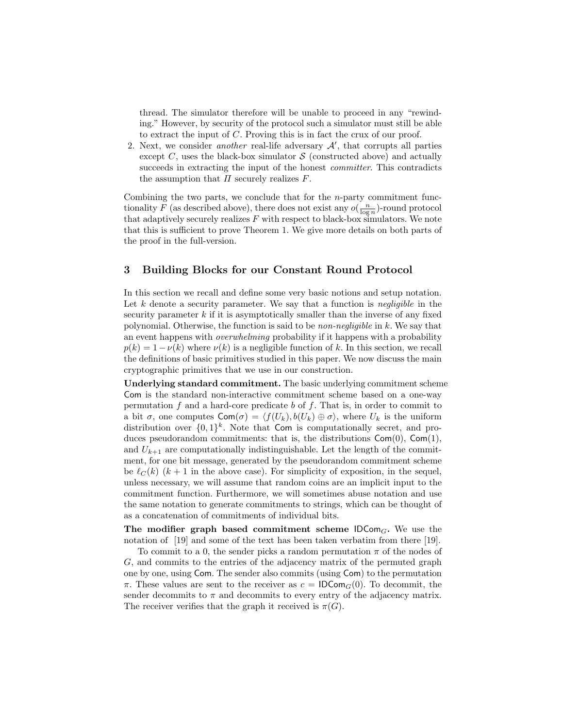thread. The simulator therefore will be unable to proceed in any "rewinding." However, by security of the protocol such a simulator must still be able to extract the input of $C$. Proving this is in fact the crux of our proof.

2. Next, we consider *another* real-life adversary $\mathcal{A}'$, that corrupts all parties except $C$, uses the black-box simulator $\mathcal{S}$ (constructed above) and actually succeeds in extracting the input of the honest *committer*. This contradicts the assumption that $\Pi$ securely realizes $F$.

Combining the two parts, we conclude that for the $n$-party commitment functionality $F$ (as described above), there does not exist any $o(\frac{n}{\log n})$-round protocol that adaptively securely realizes $F$ with respect to black-box simulators. We note that this is sufficient to prove Theorem 1. We give more details on both parts of the proof in the full-version.

## 3 Building Blocks for our Constant Round Protocol

In this section we recall and define some very basic notions and setup notation. Let $k$ denote a security parameter. We say that a function is *negligible* in the security parameter $k$ if it is asymptotically smaller than the inverse of any fixed polynomial. Otherwise, the function is said to be *non-negligible* in $k$. We say that an event happens with *overwhelming* probability if it happens with a probability $p(k) = 1 - \nu(k)$ where $\nu(k)$ is a negligible function of $k$. In this section, we recall the definitions of basic primitives studied in this paper. We now discuss the main cryptographic primitives that we use in our construction.

**Underlying standard commitment.** The basic underlying commitment scheme $\mathsf{Com}$ is the standard non-interactive commitment scheme based on a one-way permutation $f$ and a hard-core predicate $b$ of $f$. That is, in order to commit to a bit $\sigma$, one computes $\mathsf{Com}(\sigma) = \langle f(U_k), b(U_k) \oplus \sigma \rangle$, where $U_k$ is the uniform distribution over $\{0,1\}^k$. Note that $\mathsf{Com}$ is computationally secret, and produces pseudorandom commitments: that is, the distributions $\mathsf{Com}(0)$, $\mathsf{Com}(1)$, and $U_{k+1}$ are computationally indistinguishable. Let the length of the commitment, for one bit message, generated by the pseudorandom commitment scheme be $\ell_C(k)$ ($k+1$ in the above case). For simplicity of exposition, in the sequel, unless necessary, we will assume that random coins are an implicit input to the commitment function. Furthermore, we will sometimes abuse notation and use the same notation to generate commitments to strings, which can be thought of as a concatenation of commitments of individual bits.

**The modifier graph based commitment scheme $\mathsf{IDCom}_G$.** We use the notation of [19] and some of the text has been taken verbatim from there [19].

To commit to a 0, the sender picks a random permutation $\pi$ of the nodes of $G$, and commits to the entries of the adjacency matrix of the permuted graph one by one, using $\mathsf{Com}$. The sender also commits (using $\mathsf{Com}$) to the permutation $\pi$. These values are sent to the receiver as $c = \mathsf{IDCom}_G(0)$. To decommit, the sender decommits to $\pi$ and decommits to every entry of the adjacency matrix. The receiver verifies that the graph it received is $\pi(G)$.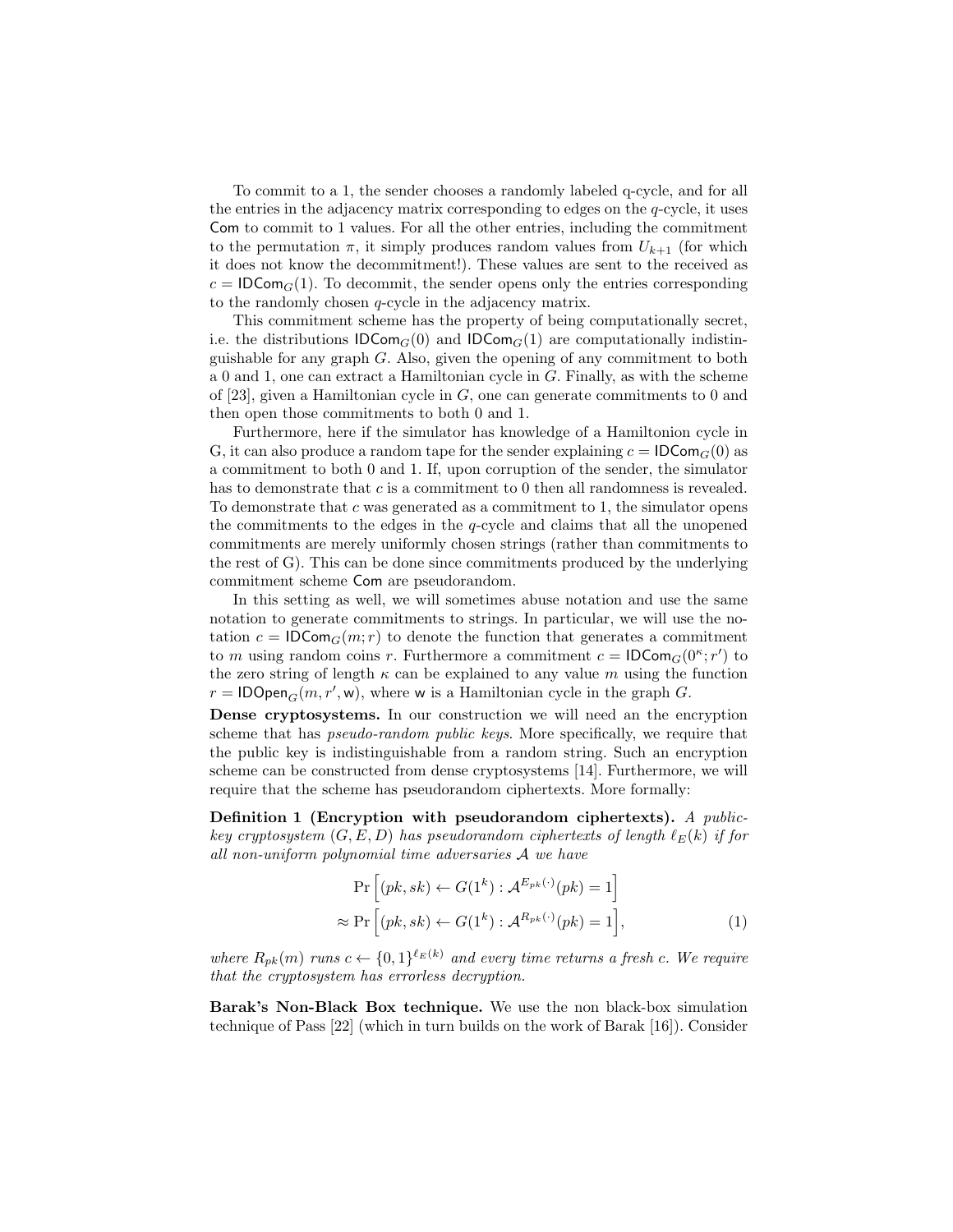To commit to a 1, the sender chooses a randomly labeled q-cycle, and for all the entries in the adjacency matrix corresponding to edges on the $q$-cycle, it uses $\mathsf{Com}$ to commit to 1 values. For all the other entries, including the commitment to the permutation $\pi$, it simply produces random values from $U_{k+1}$ (for which it does not know the decommitment!). These values are sent to the received as $c = \mathsf{IDCom}_G(1)$. To decommit, the sender opens only the entries corresponding to the randomly chosen $q$-cycle in the adjacency matrix.

This commitment scheme has the property of being computationally secret, i.e. the distributions $\mathsf{IDCom}_G(0)$ and $\mathsf{IDCom}_G(1)$ are computationally indistinguishable for any graph $G$. Also, given the opening of any commitment to both a 0 and 1, one can extract a Hamiltonian cycle in $G$. Finally, as with the scheme of [23], given a Hamiltonian cycle in $G$, one can generate commitments to 0 and then open those commitments to both 0 and 1.

Furthermore, here if the simulator has knowledge of a Hamiltonion cycle in G, it can also produce a random tape for the sender explaining $c = \mathsf{IDCom}_G(0)$ as a commitment to both 0 and 1. If, upon corruption of the sender, the simulator has to demonstrate that $c$ is a commitment to 0 then all randomness is revealed. To demonstrate that $c$ was generated as a commitment to 1, the simulator opens the commitments to the edges in the $q$-cycle and claims that all the unopened commitments are merely uniformly chosen strings (rather than commitments to the rest of G). This can be done since commitments produced by the underlying commitment scheme $\mathsf{Com}$ are pseudorandom.

In this setting as well, we will sometimes abuse notation and use the same notation to generate commitments to strings. In particular, we will use the notation $c = \mathsf{IDCom}_G(m; r)$ to denote the function that generates a commitment to $m$ using random coins $r$. Furthermore a commitment $c = \mathsf{IDCom}_G(0^\kappa; r')$ to the zero string of length $\kappa$ can be explained to any value $m$ using the function $r = \mathsf{IDOpen}_G(m, r', \mathsf{w})$, where $\mathsf{w}$ is a Hamiltonian cycle in the graph $G$.

**Dense cryptosystems.** In our construction we will need an the encryption scheme that has *pseudo-random public keys*. More specifically, we require that the public key is indistinguishable from a random string. Such an encryption scheme can be constructed from dense cryptosystems [14]. Furthermore, we will require that the scheme has pseudorandom ciphertexts. More formally:

**Definition 1 (Encryption with pseudorandom ciphertexts).** *A public-key cryptosystem $(G, E, D)$ has pseudorandom ciphertexts of length $\ell_E(k)$ if for all non-uniform polynomial time adversaries $\mathcal{A}$ we have*

$$\Pr\Big[(pk, sk) \leftarrow G(1^k) : \mathcal{A}^{E_{pk}(\cdot)}(pk) = 1\Big]$$
$$\approx \Pr\Big[(pk, sk) \leftarrow G(1^k) : \mathcal{A}^{R_{pk}(\cdot)}(pk) = 1\Big], \tag{1}$$

*where $R_{pk}(m)$ runs $c \leftarrow \{0,1\}^{\ell_E(k)}$ and every time returns a fresh $c$. We require that the cryptosystem has errorless decryption.*

**Barak's Non-Black Box technique.** We use the non black-box simulation technique of Pass [22] (which in turn builds on the work of Barak [16]). Consider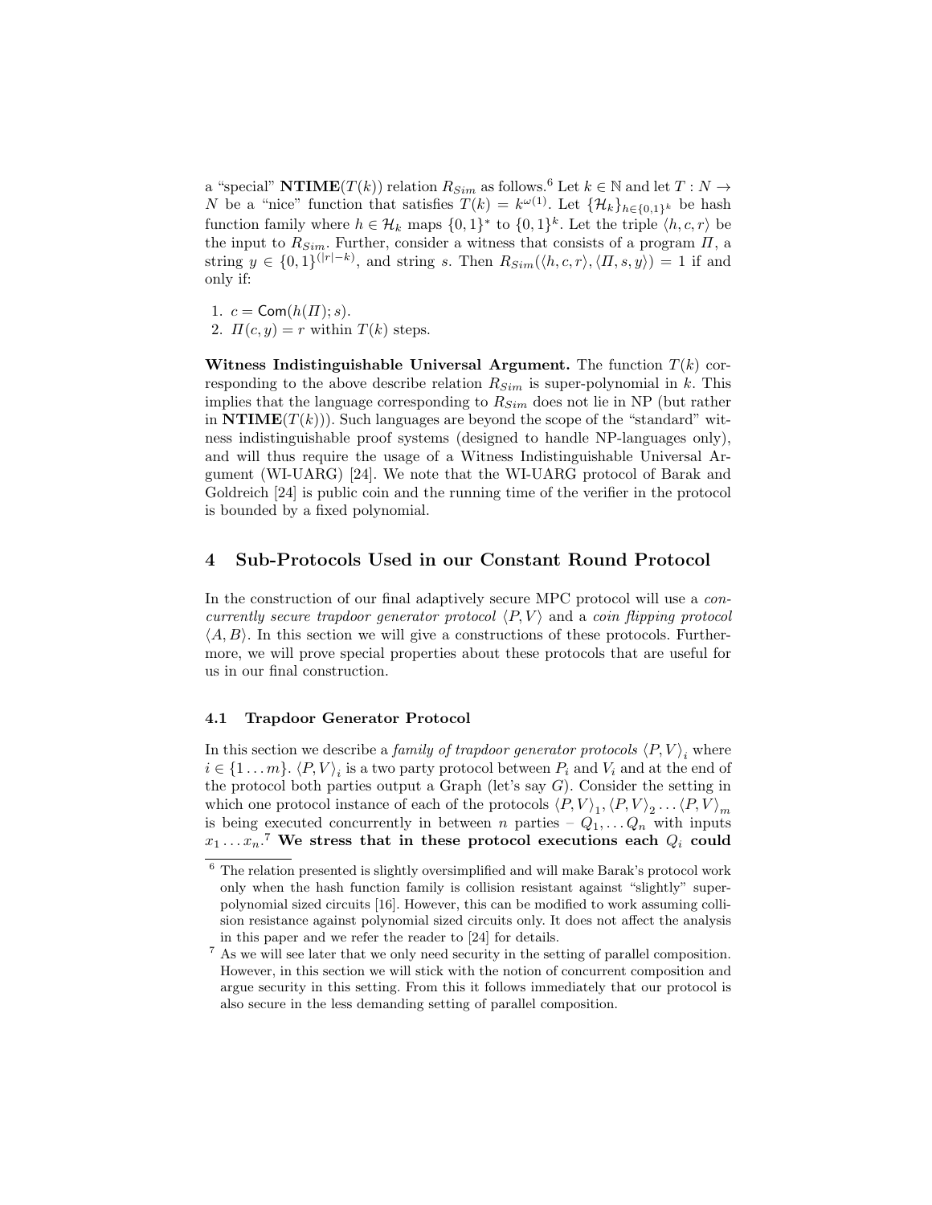a "special" $\mathbf{NTIME}(T(k))$ relation $R_{Sim}$ as follows.[6] Let $k \in \mathbb{N}$ and let $T : N \to N$ be a "nice" function that satisfies $T(k) = k^{\omega(1)}$. Let $\{\mathcal{H}_k\}_{h\in\{0,1\}^k}$ be hash function family where $h \in \mathcal{H}_k$ maps $\{0,1\}^*$ to $\{0,1\}^k$. Let the triple $\langle h, c, r\rangle$ be the input to $R_{Sim}$. Further, consider a witness that consists of a program $\Pi$, a string $y \in \{0,1\}^{(|r|-k)}$, and string $s$. Then $R_{Sim}(\langle h, c, r\rangle, \langle \Pi, s, y\rangle) = 1$ if and only if:

1. $c = \mathsf{Com}(h(\Pi); s)$.
2. $\Pi(c, y) = r$ within $T(k)$ steps.

**Witness Indistinguishable Universal Argument.** The function $T(k)$ corresponding to the above describe relation $R_{Sim}$ is super-polynomial in $k$. This implies that the language corresponding to $R_{Sim}$ does not lie in NP (but rather in $\mathbf{NTIME}(T(k))$). Such languages are beyond the scope of the "standard" witness indistinguishable proof systems (designed to handle NP-languages only), and will thus require the usage of a Witness Indistinguishable Universal Argument (WI-UARG) [24]. We note that the WI-UARG protocol of Barak and Goldreich [24] is public coin and the running time of the verifier in the protocol is bounded by a fixed polynomial.

## 4 Sub-Protocols Used in our Constant Round Protocol

In the construction of our final adaptively secure MPC protocol will use a *concurrently secure trapdoor generator protocol* $\langle P, V\rangle$ and a *coin flipping protocol* $\langle A, B\rangle$. In this section we will give a constructions of these protocols. Furthermore, we will prove special properties about these protocols that are useful for us in our final construction.

### 4.1 Trapdoor Generator Protocol

In this section we describe a *family of trapdoor generator protocols* $\langle P, V\rangle_i$ where $i \in \{1 \ldots m\}$. $\langle P, V\rangle_i$ is a two party protocol between $P_i$ and $V_i$ and at the end of the protocol both parties output a Graph (let's say $G$). Consider the setting in which one protocol instance of each of the protocols $\langle P, V\rangle_1, \langle P, V\rangle_2 \ldots \langle P, V\rangle_m$ is being executed concurrently in between $n$ parties – $Q_1, \ldots Q_n$ with inputs $x_1 \ldots x_n$.[7] **We stress that in these protocol executions each $Q_i$ could**

[6] The relation presented is slightly oversimplified and will make Barak's protocol work only when the hash function family is collision resistant against "slightly" superpolynomial sized circuits [16]. However, this can be modified to work assuming collision resistance against polynomial sized circuits only. It does not affect the analysis in this paper and we refer the reader to [24] for details.

[7] As we will see later that we only need security in the setting of parallel composition. However, in this section we will stick with the notion of concurrent composition and argue security in this setting. From this it follows immediately that our protocol is also secure in the less demanding setting of parallel composition.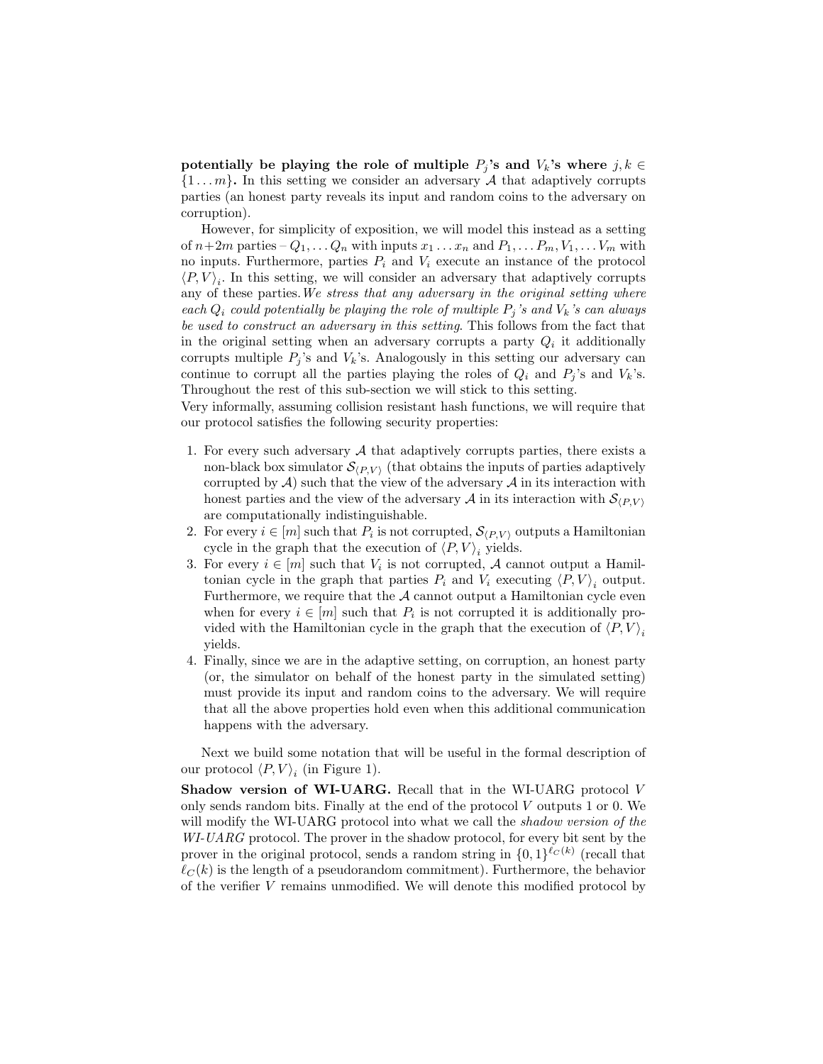**potentially be playing the role of multiple $P_j$'s and $V_k$'s where $j, k \in \{1 \dots m\}$.** In this setting we consider an adversary $\mathcal{A}$ that adaptively corrupts parties (an honest party reveals its input and random coins to the adversary on corruption).

However, for simplicity of exposition, we will model this instead as a setting of $n+2m$ parties – $Q_1, \dots Q_n$ with inputs $x_1 \dots x_n$ and $P_1, \dots P_m, V_1, \dots V_m$ with no inputs. Furthermore, parties $P_i$ and $V_i$ execute an instance of the protocol $\langle P, V \rangle_i$. In this setting, we will consider an adversary that adaptively corrupts any of these parties. *We stress that any adversary in the original setting where each $Q_i$ could potentially be playing the role of multiple $P_j$'s and $V_k$'s can always be used to construct an adversary in this setting*. This follows from the fact that in the original setting when an adversary corrupts a party $Q_i$ it additionally corrupts multiple $P_j$'s and $V_k$'s. Analogously in this setting our adversary can continue to corrupt all the parties playing the roles of $Q_i$ and $P_j$'s and $V_k$'s. Throughout the rest of this sub-section we will stick to this setting.
Very informally, assuming collision resistant hash functions, we will require that our protocol satisfies the following security properties:

1. For every such adversary $\mathcal{A}$ that adaptively corrupts parties, there exists a non-black box simulator $\mathcal{S}_{\langle P,V \rangle}$ (that obtains the inputs of parties adaptively corrupted by $\mathcal{A}$) such that the view of the adversary $\mathcal{A}$ in its interaction with honest parties and the view of the adversary $\mathcal{A}$ in its interaction with $\mathcal{S}_{\langle P,V \rangle}$ are computationally indistinguishable.
2. For every $i \in [m]$ such that $P_i$ is not corrupted, $\mathcal{S}_{\langle P,V \rangle}$ outputs a Hamiltonian cycle in the graph that the execution of $\langle P, V \rangle_i$ yields.
3. For every $i \in [m]$ such that $V_i$ is not corrupted, $\mathcal{A}$ cannot output a Hamiltonian cycle in the graph that parties $P_i$ and $V_i$ executing $\langle P, V \rangle_i$ output. Furthermore, we require that the $\mathcal{A}$ cannot output a Hamiltonian cycle even when for every $i \in [m]$ such that $P_i$ is not corrupted it is additionally provided with the Hamiltonian cycle in the graph that the execution of $\langle P, V \rangle_i$ yields.
4. Finally, since we are in the adaptive setting, on corruption, an honest party (or, the simulator on behalf of the honest party in the simulated setting) must provide its input and random coins to the adversary. We will require that all the above properties hold even when this additional communication happens with the adversary.

Next we build some notation that will be useful in the formal description of our protocol $\langle P, V \rangle_i$ (in Figure 1).

**Shadow version of WI-UARG.** Recall that in the WI-UARG protocol $V$ only sends random bits. Finally at the end of the protocol $V$ outputs 1 or 0. We will modify the WI-UARG protocol into what we call the *shadow version of the WI-UARG* protocol. The prover in the shadow protocol, for every bit sent by the prover in the original protocol, sends a random string in $\{0,1\}^{\ell_C(k)}$ (recall that $\ell_C(k)$ is the length of a pseudorandom commitment). Furthermore, the behavior of the verifier $V$ remains unmodified. We will denote this modified protocol by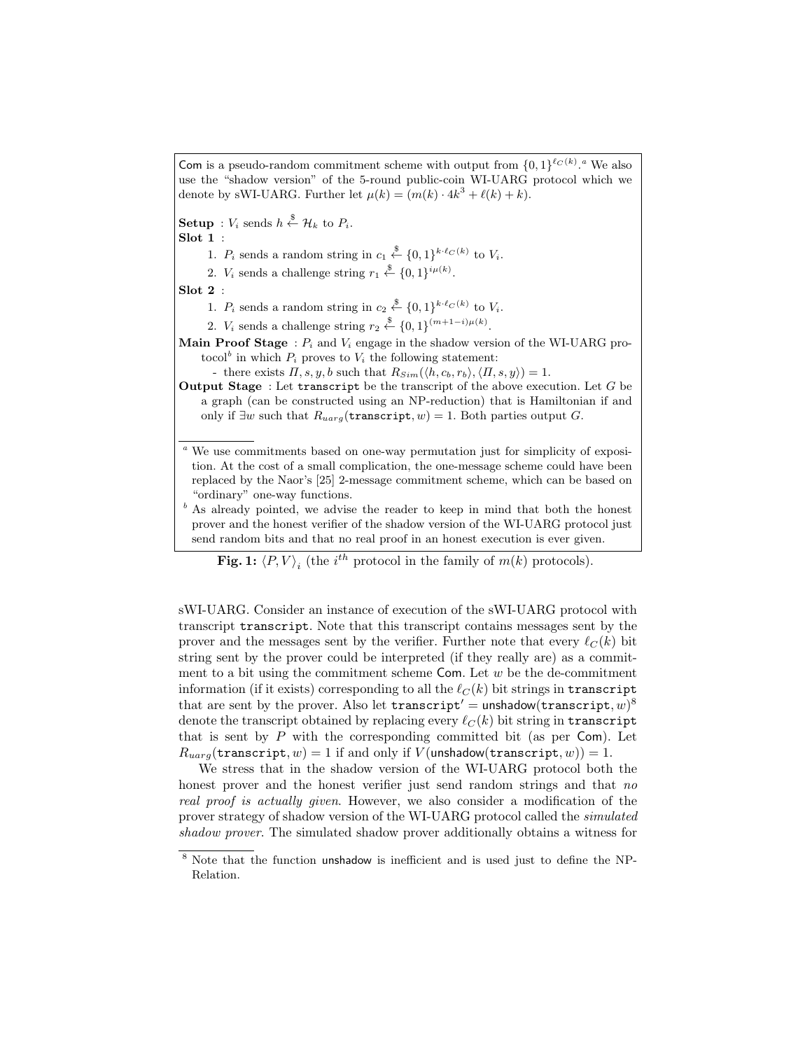Com is a pseudo-random commitment scheme with output from $\{0,1\}^{\ell_C(k)}$.[a] We also use the "shadow version" of the 5-round public-coin WI-UARG protocol which we denote by sWI-UARG. Further let $\mu(k) = (m(k) \cdot 4k^3 + \ell(k) + k)$.

**Setup** : $V_i$ sends $h \xleftarrow{\$} \mathcal{H}_k$ to $P_i$.

**Slot 1** :

1. $P_i$ sends a random string in $c_1 \xleftarrow{\$} \{0,1\}^{k \cdot \ell_C(k)}$ to $V_i$.
2. $V_i$ sends a challenge string $r_1 \xleftarrow{\$} \{0,1\}^{i\mu(k)}$.

**Slot 2** :

1. $P_i$ sends a random string in $c_2 \xleftarrow{\$} \{0,1\}^{k \cdot \ell_C(k)}$ to $V_i$.
2. $V_i$ sends a challenge string $r_2 \xleftarrow{\$} \{0,1\}^{(m+1-i)\mu(k)}$.

**Main Proof Stage** : $P_i$ and $V_i$ engage in the shadow version of the WI-UARG protocol[b] in which $P_i$ proves to $V_i$ the following statement:

- there exists $\Pi, s, y, b$ such that $R_{Sim}(\langle h, c_b, r_b \rangle, \langle \Pi, s, y \rangle) = 1$.

**Output Stage** : Let transcript be the transcript of the above execution. Let $G$ be a graph (can be constructed using an NP-reduction) that is Hamiltonian if and only if $\exists w$ such that $R_{uarg}(\texttt{transcript}, w) = 1$. Both parties output $G$.

[a] We use commitments based on one-way permutation just for simplicity of exposition. At the cost of a small complication, the one-message scheme could have been replaced by the Naor's [25] 2-message commitment scheme, which can be based on "ordinary" one-way functions.

[b] As already pointed, we advise the reader to keep in mind that both the honest prover and the honest verifier of the shadow version of the WI-UARG protocol just send random bits and that no real proof in an honest execution is ever given.

**Fig. 1:** $\langle P, V \rangle_i$ (the $i^{th}$ protocol in the family of $m(k)$ protocols).

sWI-UARG. Consider an instance of execution of the sWI-UARG protocol with transcript transcript. Note that this transcript contains messages sent by the prover and the messages sent by the verifier. Further note that every $\ell_C(k)$ bit string sent by the prover could be interpreted (if they really are) as a commitment to a bit using the commitment scheme Com. Let $w$ be the de-commitment information (if it exists) corresponding to all the $\ell_C(k)$ bit strings in transcript that are sent by the prover. Also let transcript$'$ = unshadow(transcript, $w$)[8] denote the transcript obtained by replacing every $\ell_C(k)$ bit string in transcript that is sent by $P$ with the corresponding committed bit (as per Com). Let $R_{uarg}(\texttt{transcript}, w) = 1$ if and only if $V(\text{unshadow}(\texttt{transcript}, w)) = 1$.

We stress that in the shadow version of the WI-UARG protocol both the honest prover and the honest verifier just send random strings and that *no real proof is actually given*. However, we also consider a modification of the prover strategy of shadow version of the WI-UARG protocol called the *simulated shadow prover*. The simulated shadow prover additionally obtains a witness for

[8] Note that the function unshadow is inefficient and is used just to define the NP-Relation.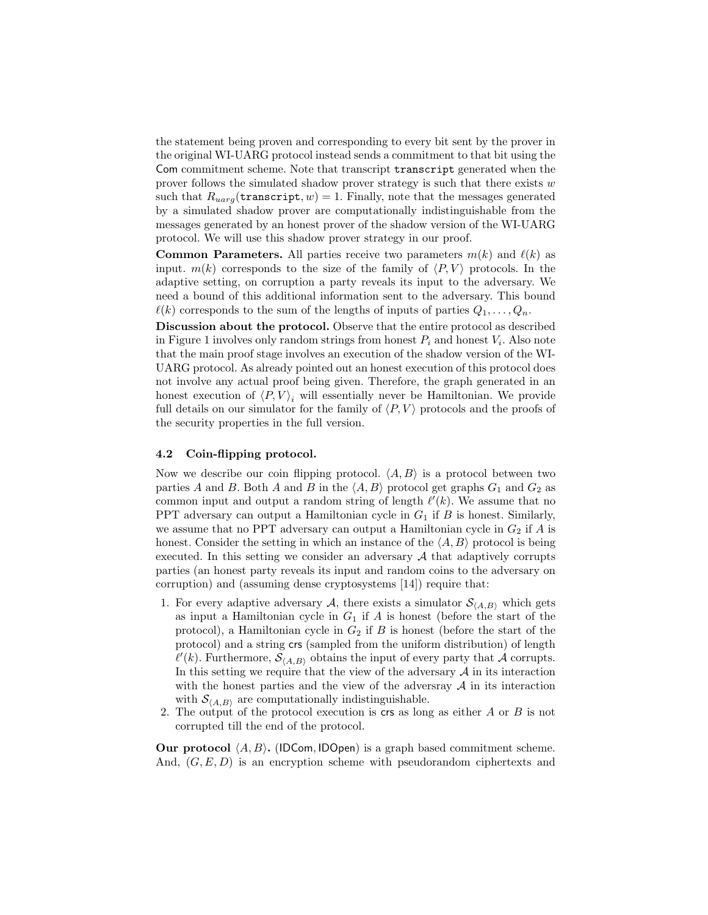the statement being proven and corresponding to every bit sent by the prover in the original WI-UARG protocol instead sends a commitment to that bit using the $\mathsf{Com}$ commitment scheme. Note that transcript $\mathtt{transcript}$ generated when the prover follows the simulated shadow prover strategy is such that there exists $w$ such that $R_{uarg}(\mathtt{transcript}, w) = 1$. Finally, note that the messages generated by a simulated shadow prover are computationally indistinguishable from the messages generated by an honest prover of the shadow version of the WI-UARG protocol. We will use this shadow prover strategy in our proof.

**Common Parameters.** All parties receive two parameters $m(k)$ and $\ell(k)$ as input. $m(k)$ corresponds to the size of the family of $\langle P, V \rangle$ protocols. In the adaptive setting, on corruption a party reveals its input to the adversary. We need a bound of this additional information sent to the adversary. This bound $\ell(k)$ corresponds to the sum of the lengths of inputs of parties $Q_1, \ldots, Q_n$.

**Discussion about the protocol.** Observe that the entire protocol as described in Figure 1 involves only random strings from honest $P_i$ and honest $V_i$. Also note that the main proof stage involves an execution of the shadow version of the WI-UARG protocol. As already pointed out an honest execution of this protocol does not involve any actual proof being given. Therefore, the graph generated in an honest execution of $\langle P, V \rangle_i$ will essentially never be Hamiltonian. We provide full details on our simulator for the family of $\langle P, V \rangle$ protocols and the proofs of the security properties in the full version.

### 4.2 Coin-flipping protocol.

Now we describe our coin flipping protocol. $\langle A, B \rangle$ is a protocol between two parties $A$ and $B$. Both $A$ and $B$ in the $\langle A, B \rangle$ protocol get graphs $G_1$ and $G_2$ as common input and output a random string of length $\ell'(k)$. We assume that no PPT adversary can output a Hamiltonian cycle in $G_1$ if $B$ is honest. Similarly, we assume that no PPT adversary can output a Hamiltonian cycle in $G_2$ if $A$ is honest. Consider the setting in which an instance of the $\langle A, B \rangle$ protocol is being executed. In this setting we consider an adversary $\mathcal{A}$ that adaptively corrupts parties (an honest party reveals its input and random coins to the adversary on corruption) and (assuming dense cryptosystems [14]) require that:

1. For every adaptive adversary $\mathcal{A}$, there exists a simulator $\mathcal{S}_{\langle A,B \rangle}$ which gets as input a Hamiltonian cycle in $G_1$ if $A$ is honest (before the start of the protocol), a Hamiltonian cycle in $G_2$ if $B$ is honest (before the start of the protocol) and a string $\mathsf{crs}$ (sampled from the uniform distribution) of length $\ell'(k)$. Furthermore, $\mathcal{S}_{\langle A,B \rangle}$ obtains the input of every party that $\mathcal{A}$ corrupts. In this setting we require that the view of the adversary $\mathcal{A}$ in its interaction with the honest parties and the view of the adversray $\mathcal{A}$ in its interaction with $\mathcal{S}_{\langle A,B \rangle}$ are computationally indistinguishable.
2. The output of the protocol execution is $\mathsf{crs}$ as long as either $A$ or $B$ is not corrupted till the end of the protocol.

**Our protocol $\langle A, B \rangle$.** ($\mathsf{IDCom}, \mathsf{IDOpen}$) is a graph based commitment scheme. And, $(G, E, D)$ is an encryption scheme with pseudorandom ciphertexts and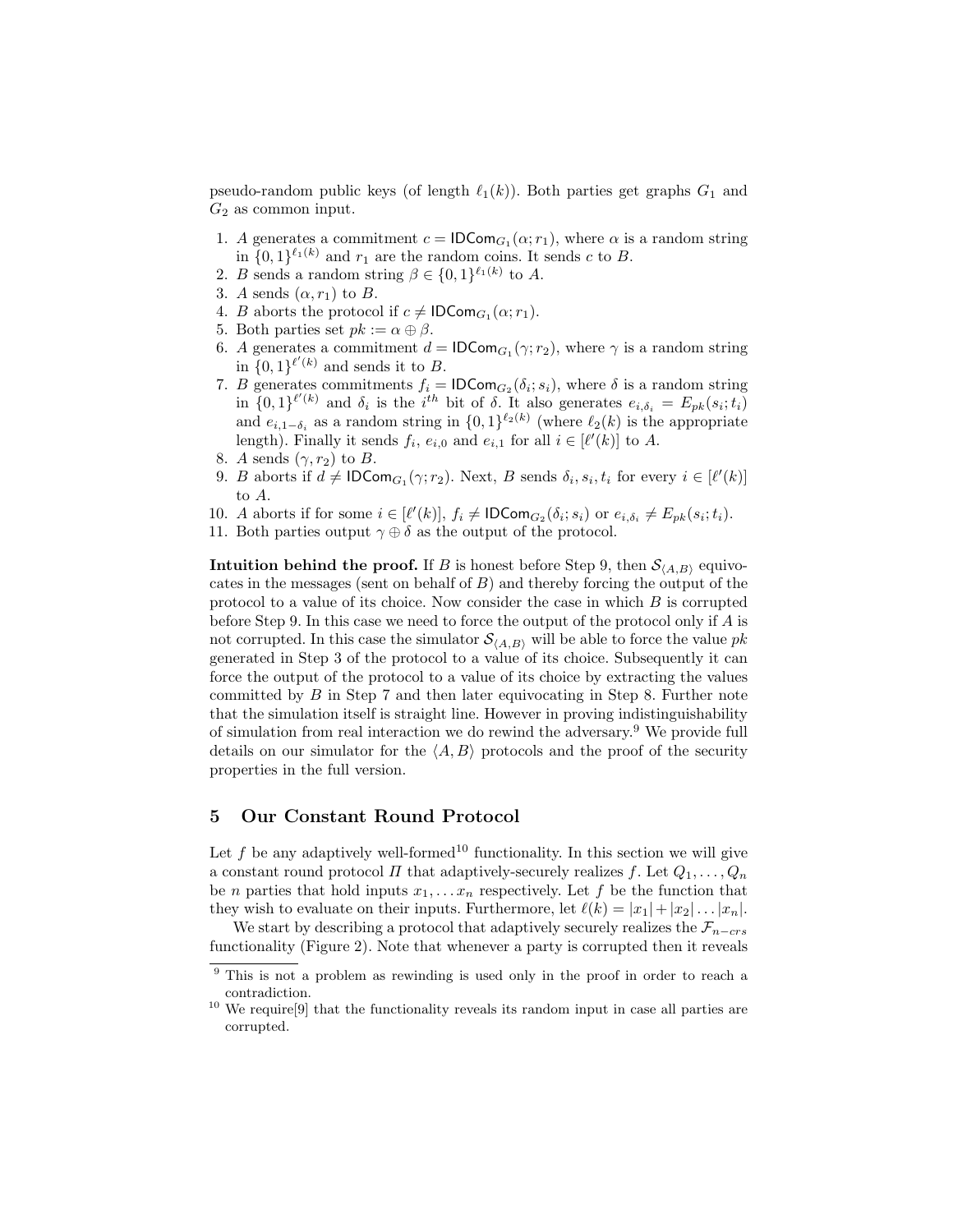pseudo-random public keys (of length $\ell_1(k)$). Both parties get graphs $G_1$ and $G_2$ as common input.

1. $A$ generates a commitment $c = \mathsf{IDCom}_{G_1}(\alpha; r_1)$, where $\alpha$ is a random string in $\{0,1\}^{\ell_1(k)}$ and $r_1$ are the random coins. It sends $c$ to $B$.
2. $B$ sends a random string $\beta \in \{0,1\}^{\ell_1(k)}$ to $A$.
3. $A$ sends $(\alpha, r_1)$ to $B$.
4. $B$ aborts the protocol if $c \neq \mathsf{IDCom}_{G_1}(\alpha; r_1)$.
5. Both parties set $pk := \alpha \oplus \beta$.
6. $A$ generates a commitment $d = \mathsf{IDCom}_{G_1}(\gamma; r_2)$, where $\gamma$ is a random string in $\{0,1\}^{\ell'(k)}$ and sends it to $B$.
7. $B$ generates commitments $f_i = \mathsf{IDCom}_{G_2}(\delta_i; s_i)$, where $\delta$ is a random string in $\{0,1\}^{\ell'(k)}$ and $\delta_i$ is the $i^{th}$ bit of $\delta$. It also generates $e_{i,\delta_i} = E_{pk}(s_i; t_i)$ and $e_{i,1-\delta_i}$ as a random string in $\{0,1\}^{\ell_2(k)}$ (where $\ell_2(k)$ is the appropriate length). Finally it sends $f_i$, $e_{i,0}$ and $e_{i,1}$ for all $i \in [\ell'(k)]$ to $A$.
8. $A$ sends $(\gamma, r_2)$ to $B$.
9. $B$ aborts if $d \neq \mathsf{IDCom}_{G_1}(\gamma; r_2)$. Next, $B$ sends $\delta_i, s_i, t_i$ for every $i \in [\ell'(k)]$ to $A$.
10. $A$ aborts if for some $i \in [\ell'(k)]$, $f_i \neq \mathsf{IDCom}_{G_2}(\delta_i; s_i)$ or $e_{i,\delta_i} \neq E_{pk}(s_i; t_i)$.
11. Both parties output $\gamma \oplus \delta$ as the output of the protocol.

**Intuition behind the proof.** If $B$ is honest before Step 9, then $\mathcal{S}_{\langle A,B \rangle}$ equivocates in the messages (sent on behalf of $B$) and thereby forcing the output of the protocol to a value of its choice. Now consider the case in which $B$ is corrupted before Step 9. In this case we need to force the output of the protocol only if $A$ is not corrupted. In this case the simulator $\mathcal{S}_{\langle A,B \rangle}$ will be able to force the value $pk$ generated in Step 3 of the protocol to a value of its choice. Subsequently it can force the output of the protocol to a value of its choice by extracting the values committed by $B$ in Step 7 and then later equivocating in Step 8. Further note that the simulation itself is straight line. However in proving indistinguishability of simulation from real interaction we do rewind the adversary.[9] We provide full details on our simulator for the $\langle A, B \rangle$ protocols and the proof of the security properties in the full version.

## 5 Our Constant Round Protocol

Let $f$ be any adaptively well-formed[10] functionality. In this section we will give a constant round protocol $\Pi$ that adaptively-securely realizes $f$. Let $Q_1, \ldots, Q_n$ be $n$ parties that hold inputs $x_1, \ldots x_n$ respectively. Let $f$ be the function that they wish to evaluate on their inputs. Furthermore, let $\ell(k) = |x_1| + |x_2| \ldots |x_n|$.

We start by describing a protocol that adaptively securely realizes the $\mathcal{F}_{n-crs}$ functionality (Figure 2). Note that whenever a party is corrupted then it reveals

[9] This is not a problem as rewinding is used only in the proof in order to reach a contradiction.

[10] We require[9] that the functionality reveals its random input in case all parties are corrupted.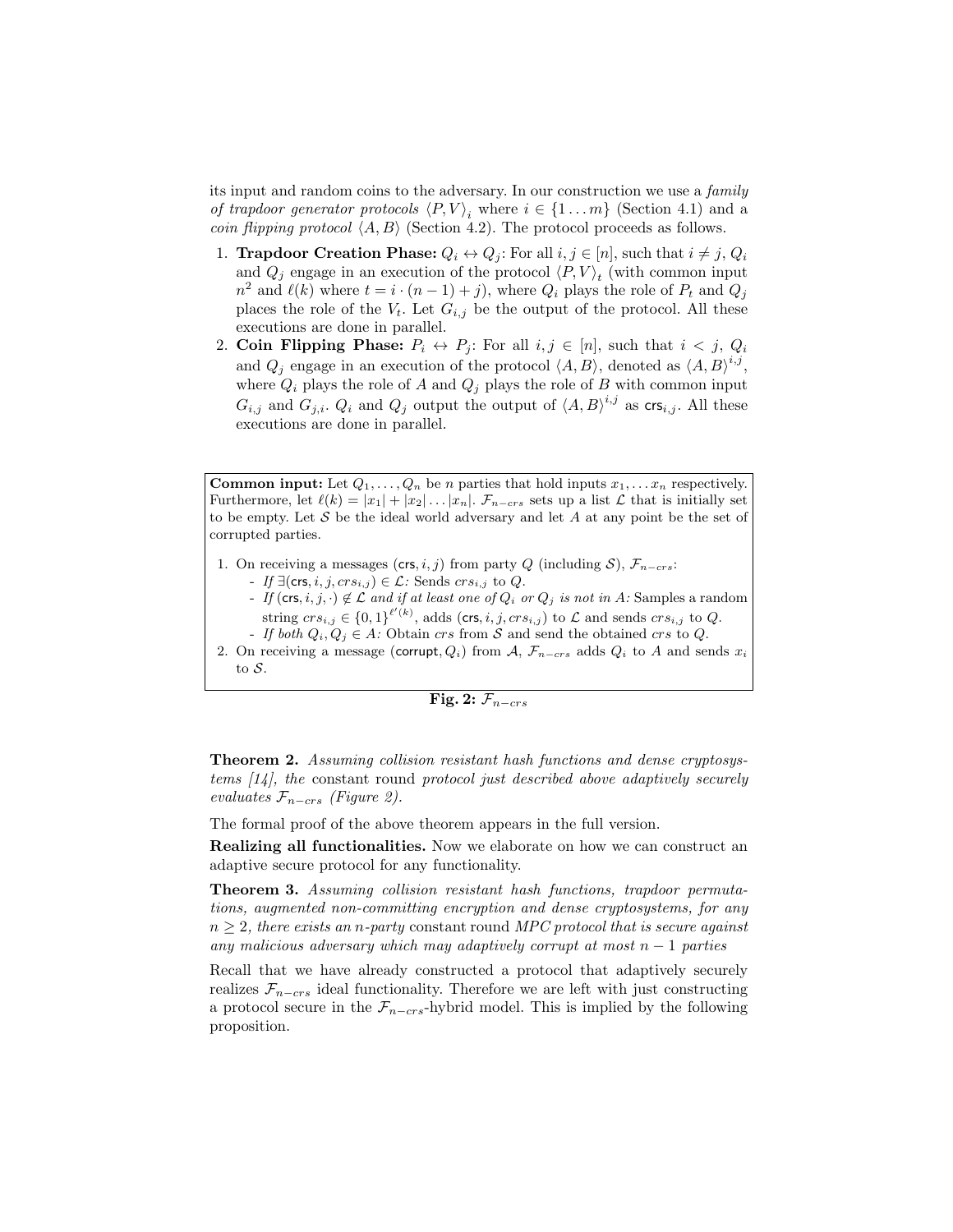its input and random coins to the adversary. In our construction we use a *family of trapdoor generator protocols* $\langle P, V \rangle_i$ where $i \in \{1 \dots m\}$ (Section 4.1) and a *coin flipping protocol* $\langle A, B \rangle$ (Section 4.2). The protocol proceeds as follows.

1. **Trapdoor Creation Phase:** $Q_i \leftrightarrow Q_j$: For all $i, j \in [n]$, such that $i \neq j$, $Q_i$ and $Q_j$ engage in an execution of the protocol $\langle P, V \rangle_t$ (with common input $n^2$ and $\ell(k)$ where $t = i \cdot (n-1) + j$), where $Q_i$ plays the role of $P_t$ and $Q_j$ places the role of the $V_t$. Let $G_{i,j}$ be the output of the protocol. All these executions are done in parallel.
2. **Coin Flipping Phase:** $P_i \leftrightarrow P_j$: For all $i, j \in [n]$, such that $i < j$, $Q_i$ and $Q_j$ engage in an execution of the protocol $\langle A, B \rangle$, denoted as $\langle A, B \rangle^{i,j}$, where $Q_i$ plays the role of $A$ and $Q_j$ plays the role of $B$ with common input $G_{i,j}$ and $G_{j,i}$. $Q_i$ and $Q_j$ output the output of $\langle A, B \rangle^{i,j}$ as $\mathsf{crs}_{i,j}$. All these executions are done in parallel.

---

**Common input:** Let $Q_1, \dots, Q_n$ be $n$ parties that hold inputs $x_1, \dots x_n$ respectively. Furthermore, let $\ell(k) = |x_1| + |x_2| \dots |x_n|$. $\mathcal{F}_{n-crs}$ sets up a list $\mathcal{L}$ that is initially set to be empty. Let $\mathcal{S}$ be the ideal world adversary and let $A$ at any point be the set of corrupted parties.

1. On receiving a messages $(\mathsf{crs}, i, j)$ from party $Q$ (including $\mathcal{S}$), $\mathcal{F}_{n-crs}$:
   - *If* $\exists(\mathsf{crs}, i, j, crs_{i,j}) \in \mathcal{L}$*:* Sends $crs_{i,j}$ to $Q$.
   - *If* $(\mathsf{crs}, i, j, \cdot) \notin \mathcal{L}$ *and if at least one of* $Q_i$ *or* $Q_j$ *is not in* $A$*:* Samples a random string $crs_{i,j} \in \{0,1\}^{\ell'(k)}$, adds $(\mathsf{crs}, i, j, crs_{i,j})$ to $\mathcal{L}$ and sends $crs_{i,j}$ to $Q$.
   - *If both* $Q_i, Q_j \in A$*:* Obtain $crs$ from $\mathcal{S}$ and send the obtained $crs$ to $Q$.
2. On receiving a message $(\mathsf{corrupt}, Q_i)$ from $\mathcal{A}$, $\mathcal{F}_{n-crs}$ adds $Q_i$ to $A$ and sends $x_i$ to $\mathcal{S}$.

---

**Fig. 2:** $\mathcal{F}_{n-crs}$

**Theorem 2.** *Assuming collision resistant hash functions and dense cryptosystems [14], the* constant round *protocol just described above adaptively securely evaluates* $\mathcal{F}_{n-crs}$ *(Figure 2).*

The formal proof of the above theorem appears in the full version.

**Realizing all functionalities.** Now we elaborate on how we can construct an adaptive secure protocol for any functionality.

**Theorem 3.** *Assuming collision resistant hash functions, trapdoor permutations, augmented non-committing encryption and dense cryptosystems, for any* $n \geq 2$*, there exists an* $n$*-party* constant round *MPC protocol that is secure against any malicious adversary which may adaptively corrupt at most* $n-1$ *parties*

Recall that we have already constructed a protocol that adaptively securely realizes $\mathcal{F}_{n-crs}$ ideal functionality. Therefore we are left with just constructing a protocol secure in the $\mathcal{F}_{n-crs}$-hybrid model. This is implied by the following proposition.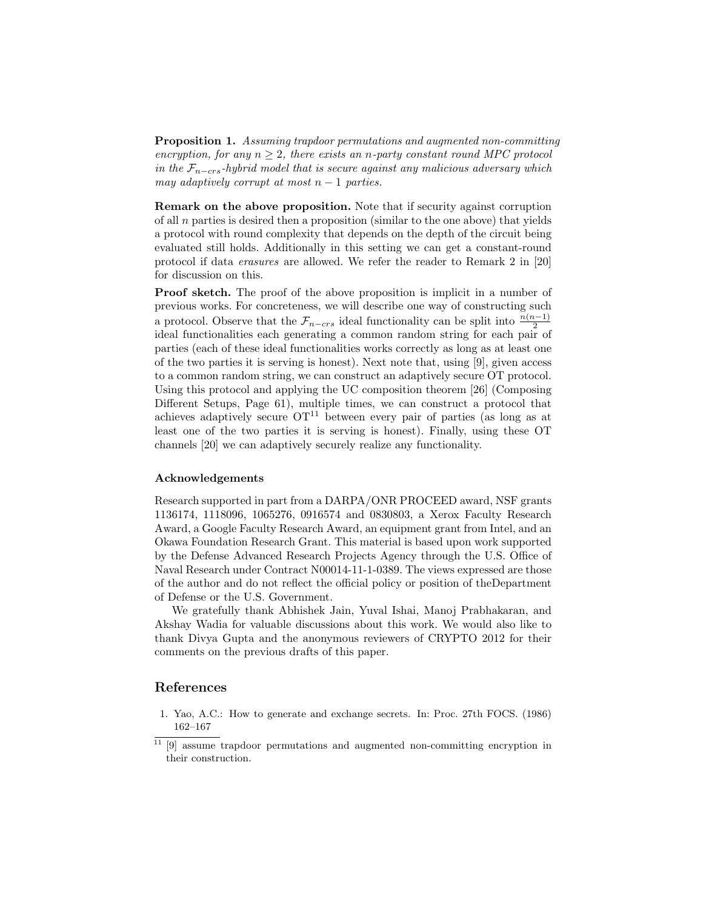**Proposition 1.** *Assuming trapdoor permutations and augmented non-committing encryption, for any $n \geq 2$, there exists an $n$-party constant round MPC protocol in the $\mathcal{F}_{n-crs}$-hybrid model that is secure against any malicious adversary which may adaptively corrupt at most $n-1$ parties.*

**Remark on the above proposition.** Note that if security against corruption of all $n$ parties is desired then a proposition (similar to the one above) that yields a protocol with round complexity that depends on the depth of the circuit being evaluated still holds. Additionally in this setting we can get a constant-round protocol if data *erasures* are allowed. We refer the reader to Remark 2 in [20] for discussion on this.

**Proof sketch.** The proof of the above proposition is implicit in a number of previous works. For concreteness, we will describe one way of constructing such a protocol. Observe that the $\mathcal{F}_{n-crs}$ ideal functionality can be split into $\frac{n(n-1)}{2}$ ideal functionalities each generating a common random string for each pair of parties (each of these ideal functionalities works correctly as long as at least one of the two parties it is serving is honest). Next note that, using [9], given access to a common random string, we can construct an adaptively secure OT protocol. Using this protocol and applying the UC composition theorem [26] (Composing Different Setups, Page 61), multiple times, we can construct a protocol that achieves adaptively secure OT[11] between every pair of parties (as long as at least one of the two parties it is serving is honest). Finally, using these OT channels [20] we can adaptively securely realize any functionality.

#### Acknowledgements

Research supported in part from a DARPA/ONR PROCEED award, NSF grants 1136174, 1118096, 1065276, 0916574 and 0830803, a Xerox Faculty Research Award, a Google Faculty Research Award, an equipment grant from Intel, and an Okawa Foundation Research Grant. This material is based upon work supported by the Defense Advanced Research Projects Agency through the U.S. Office of Naval Research under Contract N00014-11-1-0389. The views expressed are those of the author and do not reflect the official policy or position of theDepartment of Defense or the U.S. Government.

We gratefully thank Abhishek Jain, Yuval Ishai, Manoj Prabhakaran, and Akshay Wadia for valuable discussions about this work. We would also like to thank Divya Gupta and the anonymous reviewers of CRYPTO 2012 for their comments on the previous drafts of this paper.

## References

1. Yao, A.C.: How to generate and exchange secrets. In: Proc. 27th FOCS. (1986) 162–167

[11] [9] assume trapdoor permutations and augmented non-committing encryption in their construction.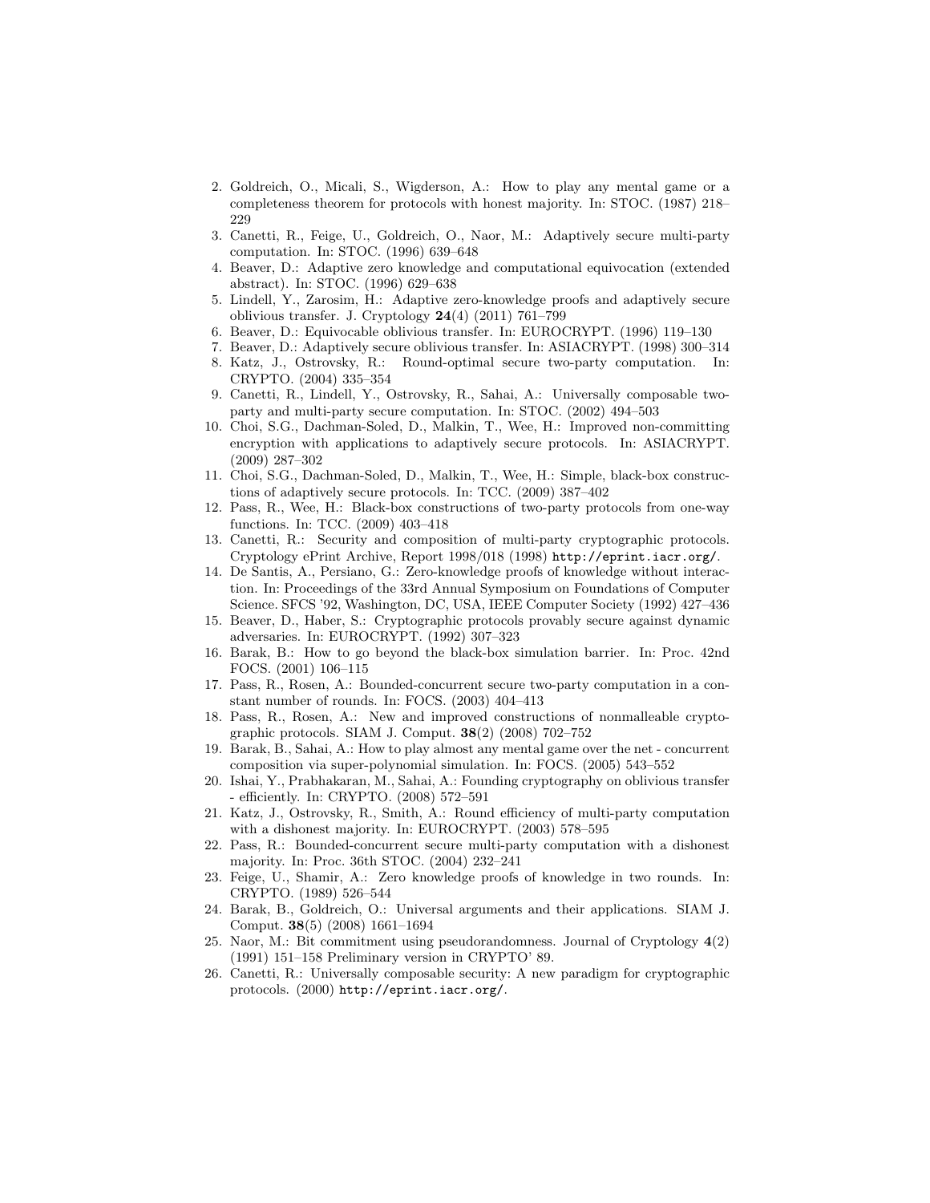2. Goldreich, O., Micali, S., Wigderson, A.: How to play any mental game or a completeness theorem for protocols with honest majority. In: STOC. (1987) 218–229
3. Canetti, R., Feige, U., Goldreich, O., Naor, M.: Adaptively secure multi-party computation. In: STOC. (1996) 639–648
4. Beaver, D.: Adaptive zero knowledge and computational equivocation (extended abstract). In: STOC. (1996) 629–638
5. Lindell, Y., Zarosim, H.: Adaptive zero-knowledge proofs and adaptively secure oblivious transfer. J. Cryptology **24**(4) (2011) 761–799
6. Beaver, D.: Equivocable oblivious transfer. In: EUROCRYPT. (1996) 119–130
7. Beaver, D.: Adaptively secure oblivious transfer. In: ASIACRYPT. (1998) 300–314
8. Katz, J., Ostrovsky, R.: Round-optimal secure two-party computation. In: CRYPTO. (2004) 335–354
9. Canetti, R., Lindell, Y., Ostrovsky, R., Sahai, A.: Universally composable two-party and multi-party secure computation. In: STOC. (2002) 494–503
10. Choi, S.G., Dachman-Soled, D., Malkin, T., Wee, H.: Improved non-committing encryption with applications to adaptively secure protocols. In: ASIACRYPT. (2009) 287–302
11. Choi, S.G., Dachman-Soled, D., Malkin, T., Wee, H.: Simple, black-box constructions of adaptively secure protocols. In: TCC. (2009) 387–402
12. Pass, R., Wee, H.: Black-box constructions of two-party protocols from one-way functions. In: TCC. (2009) 403–418
13. Canetti, R.: Security and composition of multi-party cryptographic protocols. Cryptology ePrint Archive, Report 1998/018 (1998) `http://eprint.iacr.org/`.
14. De Santis, A., Persiano, G.: Zero-knowledge proofs of knowledge without interaction. In: Proceedings of the 33rd Annual Symposium on Foundations of Computer Science. SFCS '92, Washington, DC, USA, IEEE Computer Society (1992) 427–436
15. Beaver, D., Haber, S.: Cryptographic protocols provably secure against dynamic adversaries. In: EUROCRYPT. (1992) 307–323
16. Barak, B.: How to go beyond the black-box simulation barrier. In: Proc. 42nd FOCS. (2001) 106–115
17. Pass, R., Rosen, A.: Bounded-concurrent secure two-party computation in a constant number of rounds. In: FOCS. (2003) 404–413
18. Pass, R., Rosen, A.: New and improved constructions of nonmalleable cryptographic protocols. SIAM J. Comput. **38**(2) (2008) 702–752
19. Barak, B., Sahai, A.: How to play almost any mental game over the net - concurrent composition via super-polynomial simulation. In: FOCS. (2005) 543–552
20. Ishai, Y., Prabhakaran, M., Sahai, A.: Founding cryptography on oblivious transfer - efficiently. In: CRYPTO. (2008) 572–591
21. Katz, J., Ostrovsky, R., Smith, A.: Round efficiency of multi-party computation with a dishonest majority. In: EUROCRYPT. (2003) 578–595
22. Pass, R.: Bounded-concurrent secure multi-party computation with a dishonest majority. In: Proc. 36th STOC. (2004) 232–241
23. Feige, U., Shamir, A.: Zero knowledge proofs of knowledge in two rounds. In: CRYPTO. (1989) 526–544
24. Barak, B., Goldreich, O.: Universal arguments and their applications. SIAM J. Comput. **38**(5) (2008) 1661–1694
25. Naor, M.: Bit commitment using pseudorandomness. Journal of Cryptology **4**(2) (1991) 151–158 Preliminary version in CRYPTO' 89.
26. Canetti, R.: Universally composable security: A new paradigm for cryptographic protocols. (2000) `http://eprint.iacr.org/`.